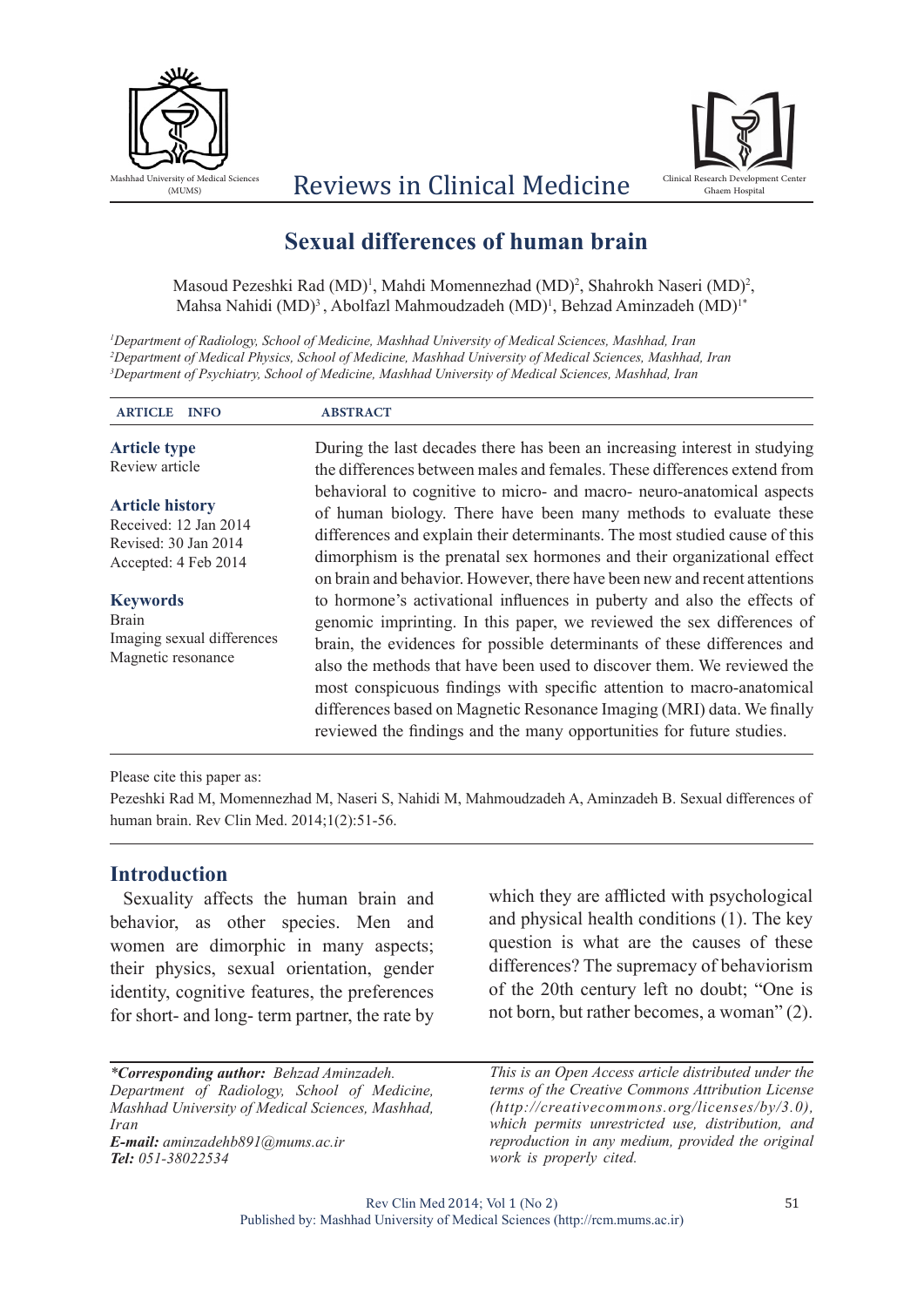# Sexual differences of human brain

Masoud Pezeshki Rad (MD)[1], Mahdi Momennezhad (MD)[2], Shahrokh Naseri (MD)[2], Mahsa Nahidi (MD)[3], Abolfazl Mahmoudzadeh (MD)[1], Behzad Aminzadeh (MD)[1*]

*[1]Department of Radiology, School of Medicine, Mashhad University of Medical Sciences, Mashhad, Iran*
*[2]Department of Medical Physics, School of Medicine, Mashhad University of Medical Sciences, Mashhad, Iran*
*[3]Department of Psychiatry, School of Medicine, Mashhad University of Medical Sciences, Mashhad, Iran*

**ARTICLE INFO**

**Article type**
Review article

**Article history**
Received: 12 Jan 2014
Revised: 30 Jan 2014
Accepted: 4 Feb 2014

**Keywords**
Brain
Imaging sexual differences
Magnetic resonance

**ABSTRACT**

During the last decades there has been an increasing interest in studying the differences between males and females. These differences extend from behavioral to cognitive to micro- and macro- neuro-anatomical aspects of human biology. There have been many methods to evaluate these differences and explain their determinants. The most studied cause of this dimorphism is the prenatal sex hormones and their organizational effect on brain and behavior. However, there have been new and recent attentions to hormone's activational influences in puberty and also the effects of genomic imprinting. In this paper, we reviewed the sex differences of brain, the evidences for possible determinants of these differences and also the methods that have been used to discover them. We reviewed the most conspicuous findings with specific attention to macro-anatomical differences based on Magnetic Resonance Imaging (MRI) data. We finally reviewed the findings and the many opportunities for future studies.

Please cite this paper as:
Pezeshki Rad M, Momennezhad M, Naseri S, Nahidi M, Mahmoudzadeh A, Aminzadeh B. Sexual differences of human brain. Rev Clin Med. 2014;1(2):51-56.

## Introduction

Sexuality affects the human brain and behavior, as other species. Men and women are dimorphic in many aspects; their physics, sexual orientation, gender identity, cognitive features, the preferences for short- and long- term partner, the rate by which they are afflicted with psychological and physical health conditions (1). The key question is what are the causes of these differences? The supremacy of behaviorism of the 20th century left no doubt; "One is not born, but rather becomes, a woman" (2).

***Corresponding author:** Behzad Aminzadeh. Department of Radiology, School of Medicine, Mashhad University of Medical Sciences, Mashhad, Iran*
***E-mail:** aminzadehb891@mums.ac.ir*
***Tel:** 051-38022534*

*This is an Open Access article distributed under the terms of the Creative Commons Attribution License (http://creativecommons.org/licenses/by/3.0), which permits unrestricted use, distribution, and reproduction in any medium, provided the original work is properly cited.*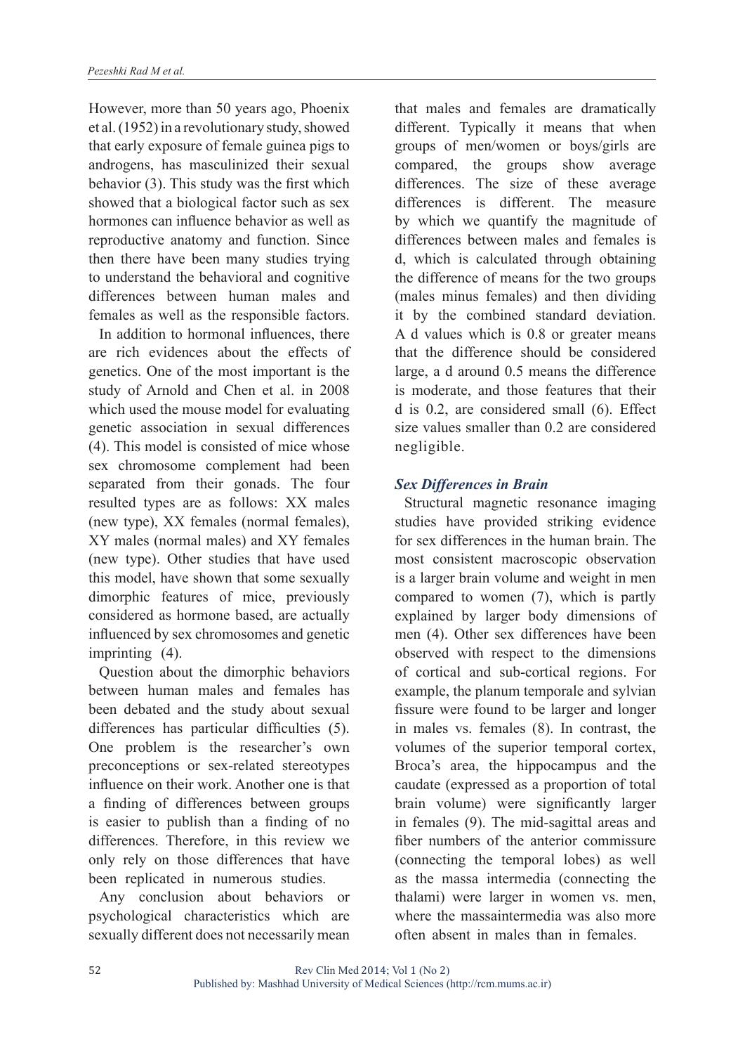However, more than 50 years ago, Phoenix et al. (1952) in a revolutionary study, showed that early exposure of female guinea pigs to androgens, has masculinized their sexual behavior (3). This study was the first which showed that a biological factor such as sex hormones can influence behavior as well as reproductive anatomy and function. Since then there have been many studies trying to understand the behavioral and cognitive differences between human males and females as well as the responsible factors.

In addition to hormonal influences, there are rich evidences about the effects of genetics. One of the most important is the study of Arnold and Chen et al. in 2008 which used the mouse model for evaluating genetic association in sexual differences (4). This model is consisted of mice whose sex chromosome complement had been separated from their gonads. The four resulted types are as follows: XX males (new type), XX females (normal females), XY males (normal males) and XY females (new type). Other studies that have used this model, have shown that some sexually dimorphic features of mice, previously considered as hormone based, are actually influenced by sex chromosomes and genetic imprinting (4).

Question about the dimorphic behaviors between human males and females has been debated and the study about sexual differences has particular difficulties (5). One problem is the researcher's own preconceptions or sex-related stereotypes influence on their work. Another one is that a finding of differences between groups is easier to publish than a finding of no differences. Therefore, in this review we only rely on those differences that have been replicated in numerous studies.

Any conclusion about behaviors or psychological characteristics which are sexually different does not necessarily mean that males and females are dramatically different. Typically it means that when groups of men/women or boys/girls are compared, the groups show average differences. The size of these average differences is different. The measure by which we quantify the magnitude of differences between males and females is d, which is calculated through obtaining the difference of means for the two groups (males minus females) and then dividing it by the combined standard deviation. A d values which is 0.8 or greater means that the difference should be considered large, a d around 0.5 means the difference is moderate, and those features that their d is 0.2, are considered small (6). Effect size values smaller than 0.2 are considered negligible.

### *Sex Differences in Brain*

Structural magnetic resonance imaging studies have provided striking evidence for sex differences in the human brain. The most consistent macroscopic observation is a larger brain volume and weight in men compared to women (7), which is partly explained by larger body dimensions of men (4). Other sex differences have been observed with respect to the dimensions of cortical and sub-cortical regions. For example, the planum temporale and sylvian fissure were found to be larger and longer in males vs. females (8). In contrast, the volumes of the superior temporal cortex, Broca's area, the hippocampus and the caudate (expressed as a proportion of total brain volume) were significantly larger in females (9). The mid-sagittal areas and fiber numbers of the anterior commissure (connecting the temporal lobes) as well as the massa intermedia (connecting the thalami) were larger in women vs. men, where the massaintermedia was also more often absent in males than in females.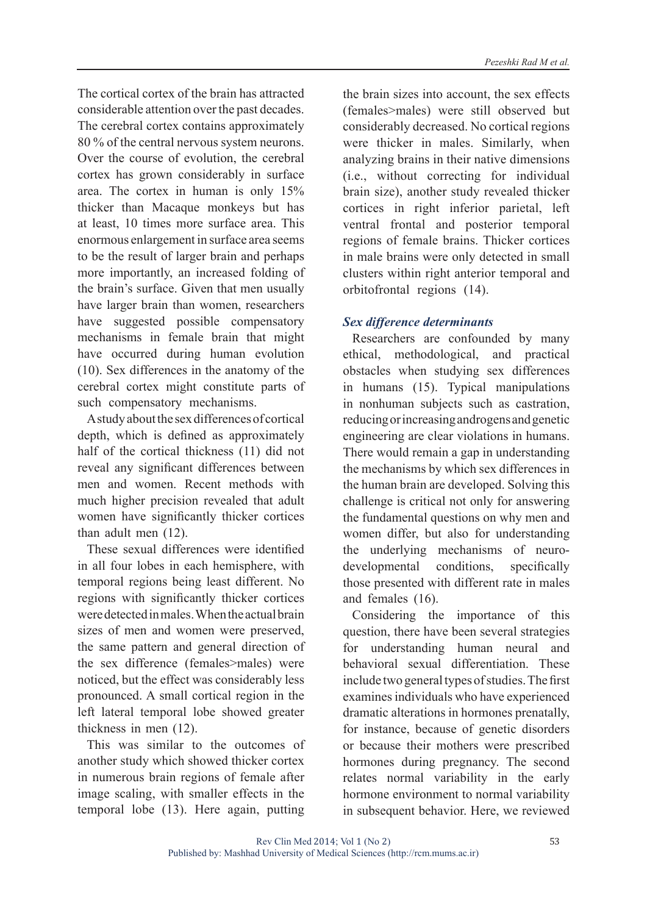The cortical cortex of the brain has attracted considerable attention over the past decades. The cerebral cortex contains approximately 80 % of the central nervous system neurons. Over the course of evolution, the cerebral cortex has grown considerably in surface area. The cortex in human is only 15% thicker than Macaque monkeys but has at least, 10 times more surface area. This enormous enlargement in surface area seems to be the result of larger brain and perhaps more importantly, an increased folding of the brain's surface. Given that men usually have larger brain than women, researchers have suggested possible compensatory mechanisms in female brain that might have occurred during human evolution (10). Sex differences in the anatomy of the cerebral cortex might constitute parts of such compensatory mechanisms.

A study about the sex differences of cortical depth, which is defined as approximately half of the cortical thickness (11) did not reveal any significant differences between men and women. Recent methods with much higher precision revealed that adult women have significantly thicker cortices than adult men (12).

These sexual differences were identified in all four lobes in each hemisphere, with temporal regions being least different. No regions with significantly thicker cortices were detected in males. When the actual brain sizes of men and women were preserved, the same pattern and general direction of the sex difference (females>males) were noticed, but the effect was considerably less pronounced. A small cortical region in the left lateral temporal lobe showed greater thickness in men (12).

This was similar to the outcomes of another study which showed thicker cortex in numerous brain regions of female after image scaling, with smaller effects in the temporal lobe (13). Here again, putting the brain sizes into account, the sex effects (females>males) were still observed but considerably decreased. No cortical regions were thicker in males. Similarly, when analyzing brains in their native dimensions (i.e., without correcting for individual brain size), another study revealed thicker cortices in right inferior parietal, left ventral frontal and posterior temporal regions of female brains. Thicker cortices in male brains were only detected in small clusters within right anterior temporal and orbitofrontal regions (14).

### *Sex difference determinants*

Researchers are confounded by many ethical, methodological, and practical obstacles when studying sex differences in humans (15). Typical manipulations in nonhuman subjects such as castration, reducing or increasing androgens and genetic engineering are clear violations in humans. There would remain a gap in understanding the mechanisms by which sex differences in the human brain are developed. Solving this challenge is critical not only for answering the fundamental questions on why men and women differ, but also for understanding the underlying mechanisms of neuro-developmental conditions, specifically those presented with different rate in males and females (16).

Considering the importance of this question, there have been several strategies for understanding human neural and behavioral sexual differentiation. These include two general types of studies. The first examines individuals who have experienced dramatic alterations in hormones prenatally, for instance, because of genetic disorders or because their mothers were prescribed hormones during pregnancy. The second relates normal variability in the early hormone environment to normal variability in subsequent behavior. Here, we reviewed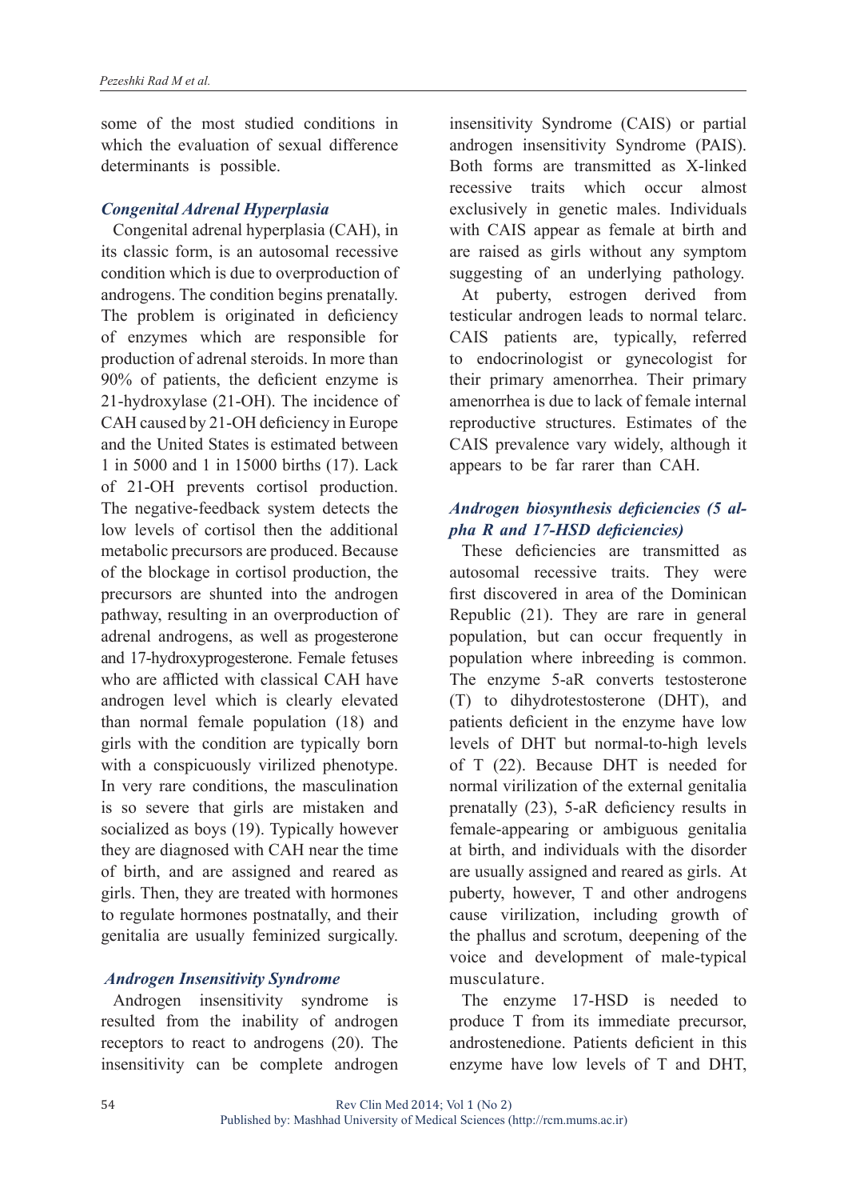some of the most studied conditions in which the evaluation of sexual difference determinants is possible.

### *Congenital Adrenal Hyperplasia*

Congenital adrenal hyperplasia (CAH), in its classic form, is an autosomal recessive condition which is due to overproduction of androgens. The condition begins prenatally. The problem is originated in deficiency of enzymes which are responsible for production of adrenal steroids. In more than 90% of patients, the deficient enzyme is 21-hydroxylase (21-OH). The incidence of CAH caused by 21-OH deficiency in Europe and the United States is estimated between 1 in 5000 and 1 in 15000 births (17). Lack of 21-OH prevents cortisol production. The negative-feedback system detects the low levels of cortisol then the additional metabolic precursors are produced. Because of the blockage in cortisol production, the precursors are shunted into the androgen pathway, resulting in an overproduction of adrenal androgens, as well as progesterone and 17-hydroxyprogesterone. Female fetuses who are afflicted with classical CAH have androgen level which is clearly elevated than normal female population (18) and girls with the condition are typically born with a conspicuously virilized phenotype. In very rare conditions, the masculination is so severe that girls are mistaken and socialized as boys (19). Typically however they are diagnosed with CAH near the time of birth, and are assigned and reared as girls. Then, they are treated with hormones to regulate hormones postnatally, and their genitalia are usually feminized surgically.

### *Androgen Insensitivity Syndrome*

Androgen insensitivity syndrome is resulted from the inability of androgen receptors to react to androgens (20). The insensitivity can be complete androgen insensitivity Syndrome (CAIS) or partial androgen insensitivity Syndrome (PAIS). Both forms are transmitted as X-linked recessive traits which occur almost exclusively in genetic males. Individuals with CAIS appear as female at birth and are raised as girls without any symptom suggesting of an underlying pathology.

At puberty, estrogen derived from testicular androgen leads to normal telarc. CAIS patients are, typically, referred to endocrinologist or gynecologist for their primary amenorrhea. Their primary amenorrhea is due to lack of female internal reproductive structures. Estimates of the CAIS prevalence vary widely, although it appears to be far rarer than CAH.

### *Androgen biosynthesis deficiencies (5 alpha R and 17-HSD deficiencies)*

These deficiencies are transmitted as autosomal recessive traits. They were first discovered in area of the Dominican Republic (21). They are rare in general population, but can occur frequently in population where inbreeding is common. The enzyme 5-aR converts testosterone (T) to dihydrotestosterone (DHT), and patients deficient in the enzyme have low levels of DHT but normal-to-high levels of T (22). Because DHT is needed for normal virilization of the external genitalia prenatally (23), 5-aR deficiency results in female-appearing or ambiguous genitalia at birth, and individuals with the disorder are usually assigned and reared as girls. At puberty, however, T and other androgens cause virilization, including growth of the phallus and scrotum, deepening of the voice and development of male-typical musculature.

The enzyme 17-HSD is needed to produce T from its immediate precursor, androstenedione. Patients deficient in this enzyme have low levels of T and DHT,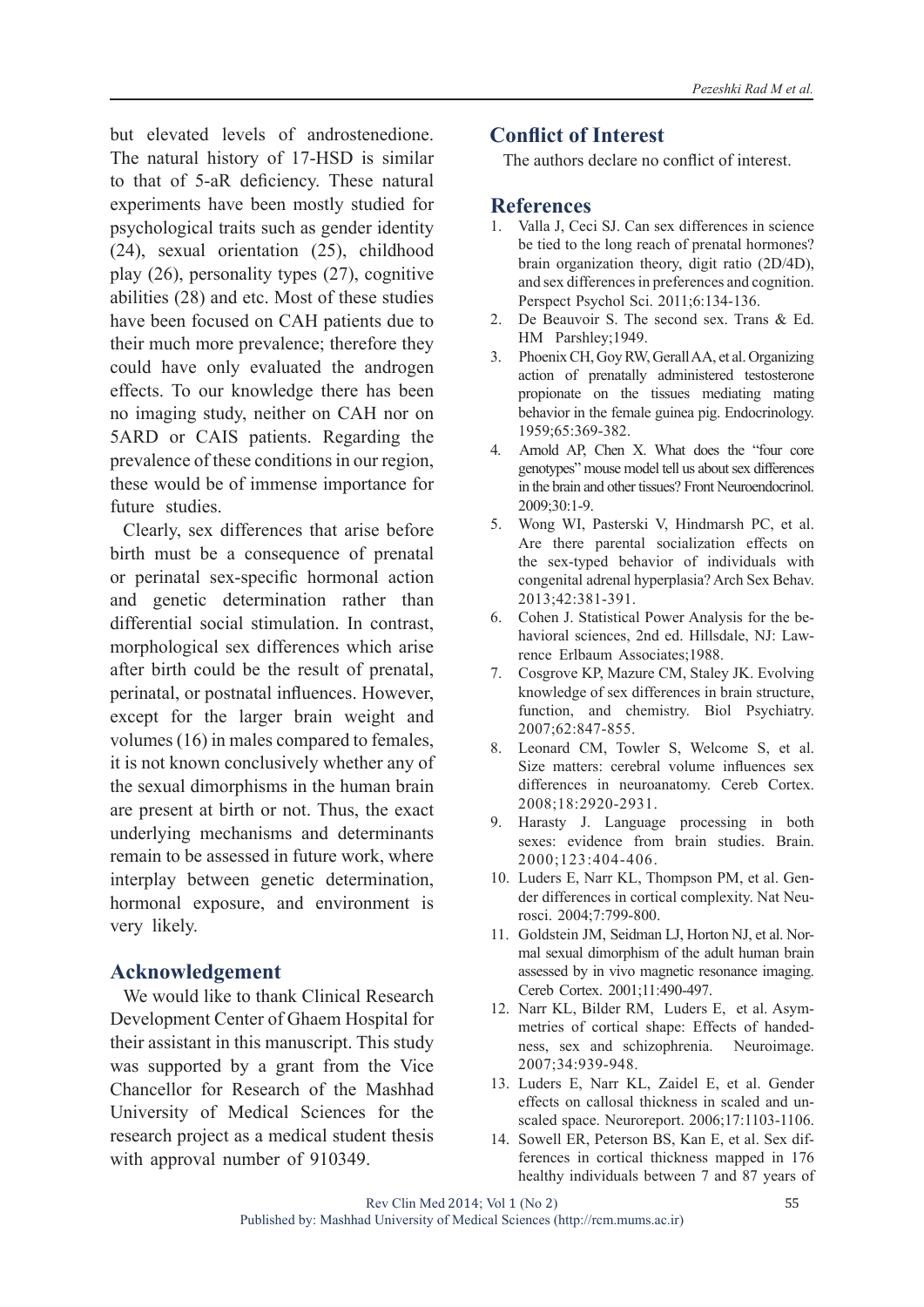but elevated levels of androstenedione. The natural history of 17-HSD is similar to that of 5-aR deficiency. These natural experiments have been mostly studied for psychological traits such as gender identity (24), sexual orientation (25), childhood play (26), personality types (27), cognitive abilities (28) and etc. Most of these studies have been focused on CAH patients due to their much more prevalence; therefore they could have only evaluated the androgen effects. To our knowledge there has been no imaging study, neither on CAH nor on 5ARD or CAIS patients. Regarding the prevalence of these conditions in our region, these would be of immense importance for future studies.

Clearly, sex differences that arise before birth must be a consequence of prenatal or perinatal sex-specific hormonal action and genetic determination rather than differential social stimulation. In contrast, morphological sex differences which arise after birth could be the result of prenatal, perinatal, or postnatal influences. However, except for the larger brain weight and volumes (16) in males compared to females, it is not known conclusively whether any of the sexual dimorphisms in the human brain are present at birth or not. Thus, the exact underlying mechanisms and determinants remain to be assessed in future work, where interplay between genetic determination, hormonal exposure, and environment is very likely.

## Acknowledgement

We would like to thank Clinical Research Development Center of Ghaem Hospital for their assistant in this manuscript. This study was supported by a grant from the Vice Chancellor for Research of the Mashhad University of Medical Sciences for the research project as a medical student thesis with approval number of 910349.

## Conflict of Interest

The authors declare no conflict of interest.

## References

1. Valla J, Ceci SJ. Can sex differences in science be tied to the long reach of prenatal hormones? brain organization theory, digit ratio (2D/4D), and sex differences in preferences and cognition. Perspect Psychol Sci. 2011;6:134-136.
2. De Beauvoir S. The second sex. Trans & Ed. HM Parshley;1949.
3. Phoenix CH, Goy RW, Gerall AA, et al. Organizing action of prenatally administered testosterone propionate on the tissues mediating mating behavior in the female guinea pig. Endocrinology. 1959;65:369-382.
4. Arnold AP, Chen X. What does the "four core genotypes" mouse model tell us about sex differences in the brain and other tissues? Front Neuroendocrinol. 2009;30:1-9.
5. Wong WI, Pasterski V, Hindmarsh PC, et al. Are there parental socialization effects on the sex-typed behavior of individuals with congenital adrenal hyperplasia? Arch Sex Behav. 2013;42:381-391.
6. Cohen J. Statistical Power Analysis for the behavioral sciences, 2nd ed. Hillsdale, NJ: Lawrence Erlbaum Associates;1988.
7. Cosgrove KP, Mazure CM, Staley JK. Evolving knowledge of sex differences in brain structure, function, and chemistry. Biol Psychiatry. 2007;62:847-855.
8. Leonard CM, Towler S, Welcome S, et al. Size matters: cerebral volume influences sex differences in neuroanatomy. Cereb Cortex. 2008;18:2920-2931.
9. Harasty J. Language processing in both sexes: evidence from brain studies. Brain. 2000;123:404-406.
10. Luders E, Narr KL, Thompson PM, et al. Gender differences in cortical complexity. Nat Neurosci. 2004;7:799-800.
11. Goldstein JM, Seidman LJ, Horton NJ, et al. Normal sexual dimorphism of the adult human brain assessed by in vivo magnetic resonance imaging. Cereb Cortex. 2001;11:490-497.
12. Narr KL, Bilder RM, Luders E, et al. Asymmetries of cortical shape: Effects of handedness, sex and schizophrenia. Neuroimage. 2007;34:939-948.
13. Luders E, Narr KL, Zaidel E, et al. Gender effects on callosal thickness in scaled and unscaled space. Neuroreport. 2006;17:1103-1106.
14. Sowell ER, Peterson BS, Kan E, et al. Sex differences in cortical thickness mapped in 176 healthy individuals between 7 and 87 years of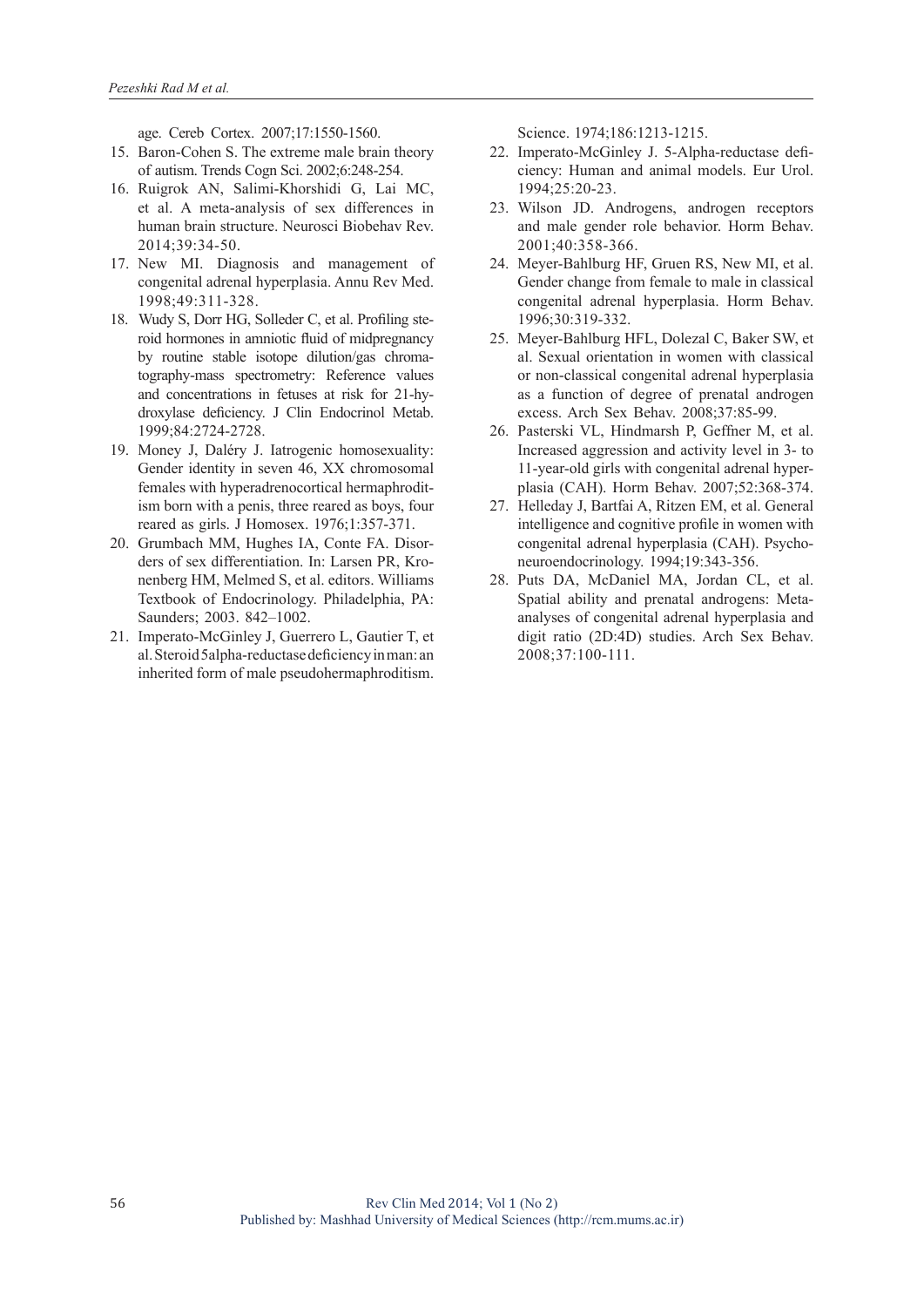age. Cereb Cortex. 2007;17:1550-1560.

15. Baron-Cohen S. The extreme male brain theory of autism. Trends Cogn Sci. 2002;6:248-254.
16. Ruigrok AN, Salimi-Khorshidi G, Lai MC, et al. A meta-analysis of sex differences in human brain structure. Neurosci Biobehav Rev. 2014;39:34-50.
17. New MI. Diagnosis and management of congenital adrenal hyperplasia. Annu Rev Med. 1998;49:311-328.
18. Wudy S, Dorr HG, Solleder C, et al. Profiling steroid hormones in amniotic fluid of midpregnancy by routine stable isotope dilution/gas chromatography-mass spectrometry: Reference values and concentrations in fetuses at risk for 21-hydroxylase deficiency. J Clin Endocrinol Metab. 1999;84:2724-2728.
19. Money J, Daléry J. Iatrogenic homosexuality: Gender identity in seven 46, XX chromosomal females with hyperadrenocortical hermaphroditism born with a penis, three reared as boys, four reared as girls. J Homosex. 1976;1:357-371.
20. Grumbach MM, Hughes IA, Conte FA. Disorders of sex differentiation. In: Larsen PR, Kronenberg HM, Melmed S, et al. editors. Williams Textbook of Endocrinology. Philadelphia, PA: Saunders; 2003. 842–1002.
21. Imperato-McGinley J, Guerrero L, Gautier T, et al. Steroid 5alpha-reductase deficiency in man: an inherited form of male pseudohermaphroditism. Science. 1974;186:1213-1215.
22. Imperato-McGinley J. 5-Alpha-reductase deficiency: Human and animal models. Eur Urol. 1994;25:20-23.
23. Wilson JD. Androgens, androgen receptors and male gender role behavior. Horm Behav. 2001;40:358-366.
24. Meyer-Bahlburg HF, Gruen RS, New MI, et al. Gender change from female to male in classical congenital adrenal hyperplasia. Horm Behav. 1996;30:319-332.
25. Meyer-Bahlburg HFL, Dolezal C, Baker SW, et al. Sexual orientation in women with classical or non-classical congenital adrenal hyperplasia as a function of degree of prenatal androgen excess. Arch Sex Behav. 2008;37:85-99.
26. Pasterski VL, Hindmarsh P, Geffner M, et al. Increased aggression and activity level in 3- to 11-year-old girls with congenital adrenal hyperplasia (CAH). Horm Behav. 2007;52:368-374.
27. Helleday J, Bartfai A, Ritzen EM, et al. General intelligence and cognitive profile in women with congenital adrenal hyperplasia (CAH). Psychoneuroendocrinology. 1994;19:343-356.
28. Puts DA, McDaniel MA, Jordan CL, et al. Spatial ability and prenatal androgens: Meta-analyses of congenital adrenal hyperplasia and digit ratio (2D:4D) studies. Arch Sex Behav. 2008;37:100-111.